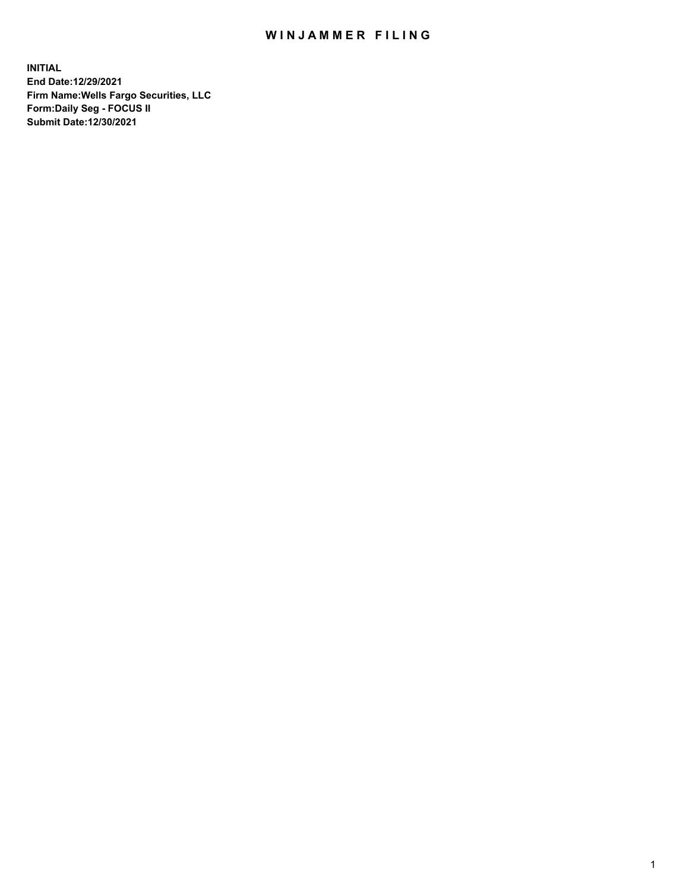# WINJAMMER FILING

**INITIAL**
**End Date:12/29/2021**
**Firm Name:Wells Fargo Securities, LLC**
**Form:Daily Seg - FOCUS II**
**Submit Date:12/30/2021**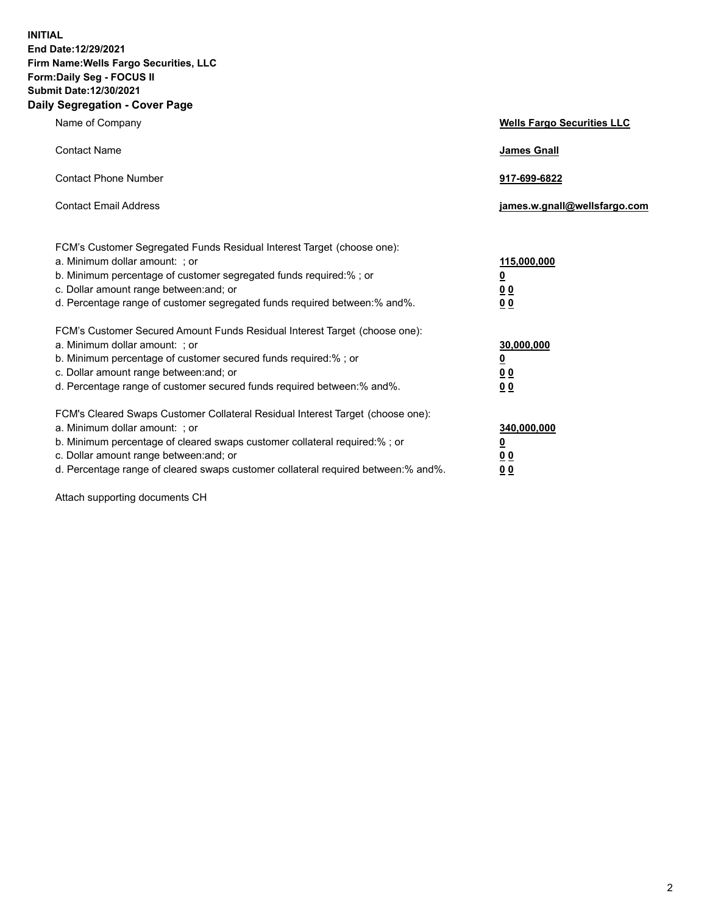**INITIAL**
**End Date:12/29/2021**
**Firm Name:Wells Fargo Securities, LLC**
**Form:Daily Seg - FOCUS II**
**Submit Date:12/30/2021**

## Daily Segregation - Cover Page

| | |
|---|---|
| Name of Company | **Wells Fargo Securities LLC** |
| Contact Name | **James Gnall** |
| Contact Phone Number | **917-699-6822** |
| Contact Email Address | **james.w.gnall@wellsfargo.com** |

| | |
|---|---|
| FCM's Customer Segregated Funds Residual Interest Target (choose one): | |
| a. Minimum dollar amount: ; or | **115,000,000** |
| b. Minimum percentage of customer segregated funds required:% ; or | **0** |
| c. Dollar amount range between:and; or | **0 0** |
| d. Percentage range of customer segregated funds required between:% and%. | **0 0** |
| FCM's Customer Secured Amount Funds Residual Interest Target (choose one): | |
| a. Minimum dollar amount: ; or | **30,000,000** |
| b. Minimum percentage of customer secured funds required:% ; or | **0** |
| c. Dollar amount range between:and; or | **0 0** |
| d. Percentage range of customer secured funds required between:% and%. | **0 0** |
| FCM's Cleared Swaps Customer Collateral Residual Interest Target (choose one): | |
| a. Minimum dollar amount: ; or | **340,000,000** |
| b. Minimum percentage of cleared swaps customer collateral required:% ; or | **0** |
| c. Dollar amount range between:and; or | **0 0** |
| d. Percentage range of cleared swaps customer collateral required between:% and%. | **0 0** |

Attach supporting documents CH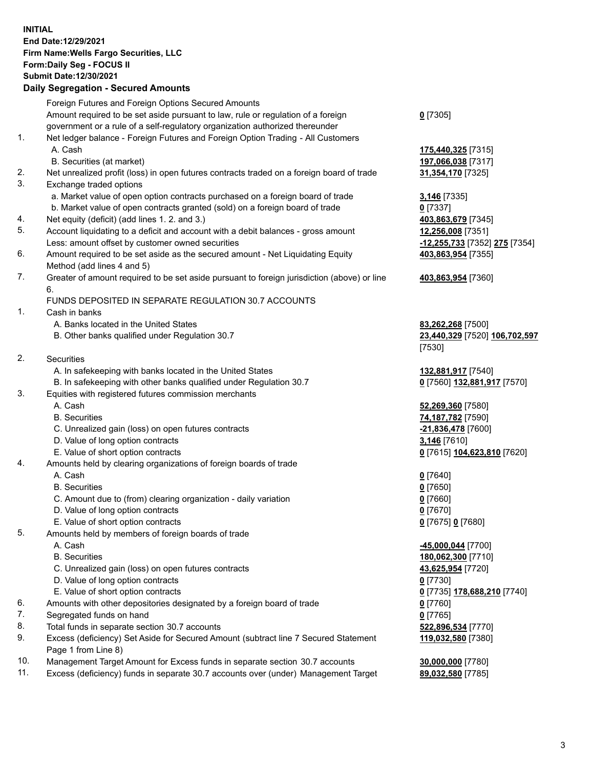**INITIAL**
**End Date:12/29/2021**
**Firm Name:Wells Fargo Securities, LLC**
**Form:Daily Seg - FOCUS II**
**Submit Date:12/30/2021**

## Daily Segregation - Secured Amounts

| | | |
|---|---|---|
| | Foreign Futures and Foreign Options Secured Amounts | |
| | Amount required to be set aside pursuant to law, rule or regulation of a foreign government or a rule of a self-regulatory organization authorized thereunder | **0** [7305] |
| 1. | Net ledger balance - Foreign Futures and Foreign Option Trading - All Customers | |
| | A. Cash | **175,440,325** [7315] |
| | B. Securities (at market) | **197,066,038** [7317] |
| 2. | Net unrealized profit (loss) in open futures contracts traded on a foreign board of trade | **31,354,170** [7325] |
| 3. | Exchange traded options | |
| | a. Market value of open option contracts purchased on a foreign board of trade | **3,146** [7335] |
| | b. Market value of open contracts granted (sold) on a foreign board of trade | **0** [7337] |
| 4. | Net equity (deficit) (add lines 1. 2. and 3.) | **403,863,679** [7345] |
| 5. | Account liquidating to a deficit and account with a debit balances - gross amount | **12,256,008** [7351] |
| | Less: amount offset by customer owned securities | **-12,255,733** [7352] **275** [7354] |
| 6. | Amount required to be set aside as the secured amount - Net Liquidating Equity Method (add lines 4 and 5) | **403,863,954** [7355] |
| 7. | Greater of amount required to be set aside pursuant to foreign jurisdiction (above) or line 6. | **403,863,954** [7360] |
| | FUNDS DEPOSITED IN SEPARATE REGULATION 30.7 ACCOUNTS | |
| 1. | Cash in banks | |
| | A. Banks located in the United States | **83,262,268** [7500] |
| | B. Other banks qualified under Regulation 30.7 | **23,440,329** [7520] **106,702,597** [7530] |
| 2. | Securities | |
| | A. In safekeeping with banks located in the United States | **132,881,917** [7540] |
| | B. In safekeeping with other banks qualified under Regulation 30.7 | **0** [7560] **132,881,917** [7570] |
| 3. | Equities with registered futures commission merchants | |
| | A. Cash | **52,269,360** [7580] |
| | B. Securities | **74,187,782** [7590] |
| | C. Unrealized gain (loss) on open futures contracts | **-21,836,478** [7600] |
| | D. Value of long option contracts | **3,146** [7610] |
| | E. Value of short option contracts | **0** [7615] **104,623,810** [7620] |
| 4. | Amounts held by clearing organizations of foreign boards of trade | |
| | A. Cash | **0** [7640] |
| | B. Securities | **0** [7650] |
| | C. Amount due to (from) clearing organization - daily variation | **0** [7660] |
| | D. Value of long option contracts | **0** [7670] |
| | E. Value of short option contracts | **0** [7675] **0** [7680] |
| 5. | Amounts held by members of foreign boards of trade | |
| | A. Cash | **-45,000,044** [7700] |
| | B. Securities | **180,062,300** [7710] |
| | C. Unrealized gain (loss) on open futures contracts | **43,625,954** [7720] |
| | D. Value of long option contracts | **0** [7730] |
| | E. Value of short option contracts | **0** [7735] **178,688,210** [7740] |
| 6. | Amounts with other depositories designated by a foreign board of trade | **0** [7760] |
| 7. | Segregated funds on hand | **0** [7765] |
| 8. | Total funds in separate section 30.7 accounts | **522,896,534** [7770] |
| 9. | Excess (deficiency) Set Aside for Secured Amount (subtract line 7 Secured Statement Page 1 from Line 8) | **119,032,580** [7380] |
| 10. | Management Target Amount for Excess funds in separate section 30.7 accounts | **30,000,000** [7780] |
| 11. | Excess (deficiency) funds in separate 30.7 accounts over (under) Management Target | **89,032,580** [7785] |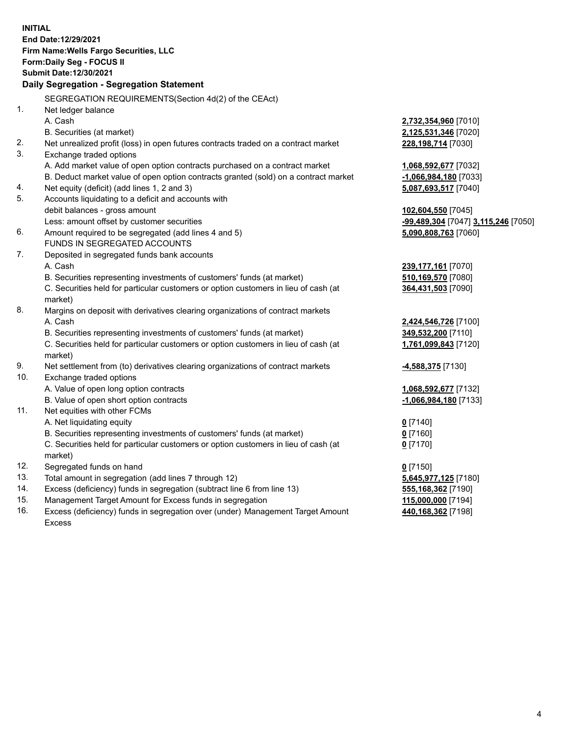**INITIAL**
**End Date:12/29/2021**
**Firm Name:Wells Fargo Securities, LLC**
**Form:Daily Seg - FOCUS II**
**Submit Date:12/30/2021**

**Daily Segregation - Segregation Statement**

SEGREGATION REQUIREMENTS(Section 4d(2) of the CEAct)

| | | |
|---|---|---|
| 1. | Net ledger balance | |
| | A. Cash | **2,732,354,960** [7010] |
| | B. Securities (at market) | **2,125,531,346** [7020] |
| 2. | Net unrealized profit (loss) in open futures contracts traded on a contract market | **228,198,714** [7030] |
| 3. | Exchange traded options | |
| | A. Add market value of open option contracts purchased on a contract market | **1,068,592,677** [7032] |
| | B. Deduct market value of open option contracts granted (sold) on a contract market | **-1,066,984,180** [7033] |
| 4. | Net equity (deficit) (add lines 1, 2 and 3) | **5,087,693,517** [7040] |
| 5. | Accounts liquidating to a deficit and accounts with debit balances - gross amount | **102,604,550** [7045] |
| | Less: amount offset by customer securities | **-99,489,304** [7047] **3,115,246** [7050] |
| 6. | Amount required to be segregated (add lines 4 and 5) | **5,090,808,763** [7060] |
| | FUNDS IN SEGREGATED ACCOUNTS | |
| 7. | Deposited in segregated funds bank accounts | |
| | A. Cash | **239,177,161** [7070] |
| | B. Securities representing investments of customers' funds (at market) | **510,169,570** [7080] |
| | C. Securities held for particular customers or option customers in lieu of cash (at market) | **364,431,503** [7090] |
| 8. | Margins on deposit with derivatives clearing organizations of contract markets | |
| | A. Cash | **2,424,546,726** [7100] |
| | B. Securities representing investments of customers' funds (at market) | **349,532,200** [7110] |
| | C. Securities held for particular customers or option customers in lieu of cash (at market) | **1,761,099,843** [7120] |
| 9. | Net settlement from (to) derivatives clearing organizations of contract markets | **-4,588,375** [7130] |
| 10. | Exchange traded options | |
| | A. Value of open long option contracts | **1,068,592,677** [7132] |
| | B. Value of open short option contracts | **-1,066,984,180** [7133] |
| 11. | Net equities with other FCMs | |
| | A. Net liquidating equity | **0** [7140] |
| | B. Securities representing investments of customers' funds (at market) | **0** [7160] |
| | C. Securities held for particular customers or option customers in lieu of cash (at market) | **0** [7170] |
| 12. | Segregated funds on hand | **0** [7150] |
| 13. | Total amount in segregation (add lines 7 through 12) | **5,645,977,125** [7180] |
| 14. | Excess (deficiency) funds in segregation (subtract line 6 from line 13) | **555,168,362** [7190] |
| 15. | Management Target Amount for Excess funds in segregation | **115,000,000** [7194] |
| 16. | Excess (deficiency) funds in segregation over (under) Management Target Amount Excess | **440,168,362** [7198] |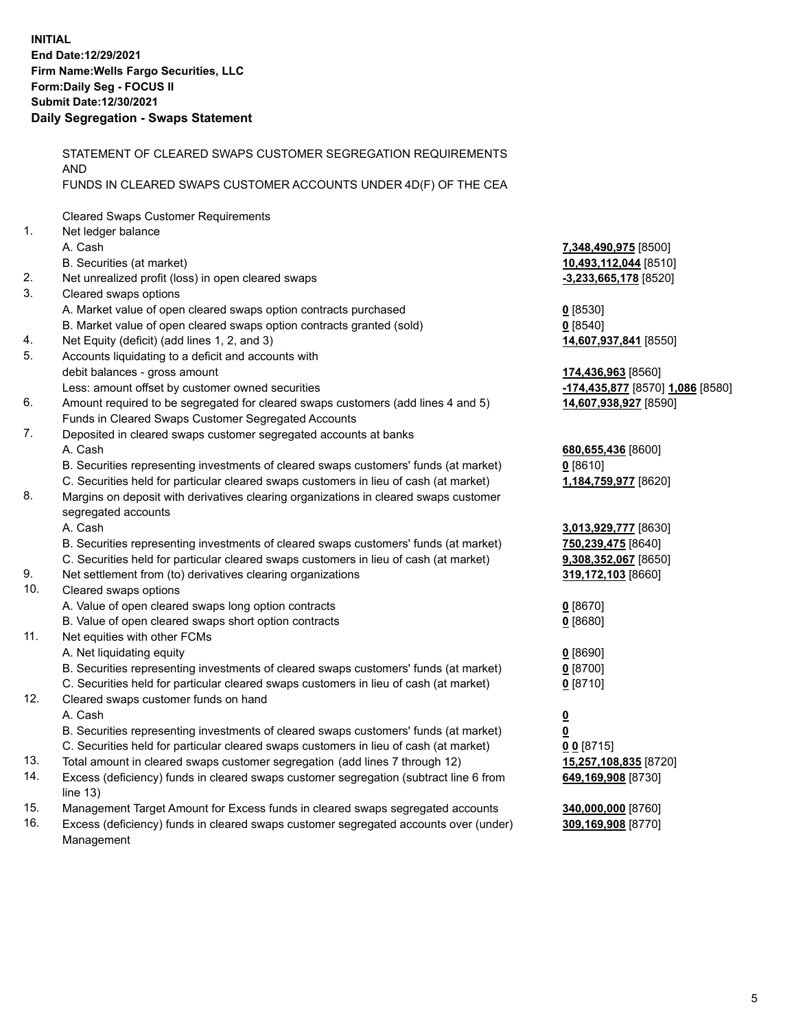**INITIAL**
**End Date:12/29/2021**
**Firm Name:Wells Fargo Securities, LLC**
**Form:Daily Seg - FOCUS II**
**Submit Date:12/30/2021**
**Daily Segregation - Swaps Statement**

STATEMENT OF CLEARED SWAPS CUSTOMER SEGREGATION REQUIREMENTS AND
FUNDS IN CLEARED SWAPS CUSTOMER ACCOUNTS UNDER 4D(F) OF THE CEA

| | | |
|---|---|---|
| | Cleared Swaps Customer Requirements | |
| 1. | Net ledger balance | |
| | A. Cash | **7,348,490,975** [8500] |
| | B. Securities (at market) | **10,493,112,044** [8510] |
| 2. | Net unrealized profit (loss) in open cleared swaps | **-3,233,665,178** [8520] |
| 3. | Cleared swaps options | |
| | A. Market value of open cleared swaps option contracts purchased | **0** [8530] |
| | B. Market value of open cleared swaps option contracts granted (sold) | **0** [8540] |
| 4. | Net Equity (deficit) (add lines 1, 2, and 3) | **14,607,937,841** [8550] |
| 5. | Accounts liquidating to a deficit and accounts with debit balances - gross amount | **174,436,963** [8560] |
| | Less: amount offset by customer owned securities | **-174,435,877** [8570] **1,086** [8580] |
| 6. | Amount required to be segregated for cleared swaps customers (add lines 4 and 5) | **14,607,938,927** [8590] |
| | Funds in Cleared Swaps Customer Segregated Accounts | |
| 7. | Deposited in cleared swaps customer segregated accounts at banks | |
| | A. Cash | **680,655,436** [8600] |
| | B. Securities representing investments of cleared swaps customers' funds (at market) | **0** [8610] |
| | C. Securities held for particular cleared swaps customers in lieu of cash (at market) | **1,184,759,977** [8620] |
| 8. | Margins on deposit with derivatives clearing organizations in cleared swaps customer segregated accounts | |
| | A. Cash | **3,013,929,777** [8630] |
| | B. Securities representing investments of cleared swaps customers' funds (at market) | **750,239,475** [8640] |
| | C. Securities held for particular cleared swaps customers in lieu of cash (at market) | **9,308,352,067** [8650] |
| 9. | Net settlement from (to) derivatives clearing organizations | **319,172,103** [8660] |
| 10. | Cleared swaps options | |
| | A. Value of open cleared swaps long option contracts | **0** [8670] |
| | B. Value of open cleared swaps short option contracts | **0** [8680] |
| 11. | Net equities with other FCMs | |
| | A. Net liquidating equity | **0** [8690] |
| | B. Securities representing investments of cleared swaps customers' funds (at market) | **0** [8700] |
| | C. Securities held for particular cleared swaps customers in lieu of cash (at market) | **0** [8710] |
| 12. | Cleared swaps customer funds on hand | |
| | A. Cash | **0** |
| | B. Securities representing investments of cleared swaps customers' funds (at market) | **0** |
| | C. Securities held for particular cleared swaps customers in lieu of cash (at market) | **0** **0** [8715] |
| 13. | Total amount in cleared swaps customer segregation (add lines 7 through 12) | **15,257,108,835** [8720] |
| 14. | Excess (deficiency) funds in cleared swaps customer segregation (subtract line 6 from line 13) | **649,169,908** [8730] |
| 15. | Management Target Amount for Excess funds in cleared swaps segregated accounts | **340,000,000** [8760] |
| 16. | Excess (deficiency) funds in cleared swaps customer segregated accounts over (under) Management | **309,169,908** [8770] |